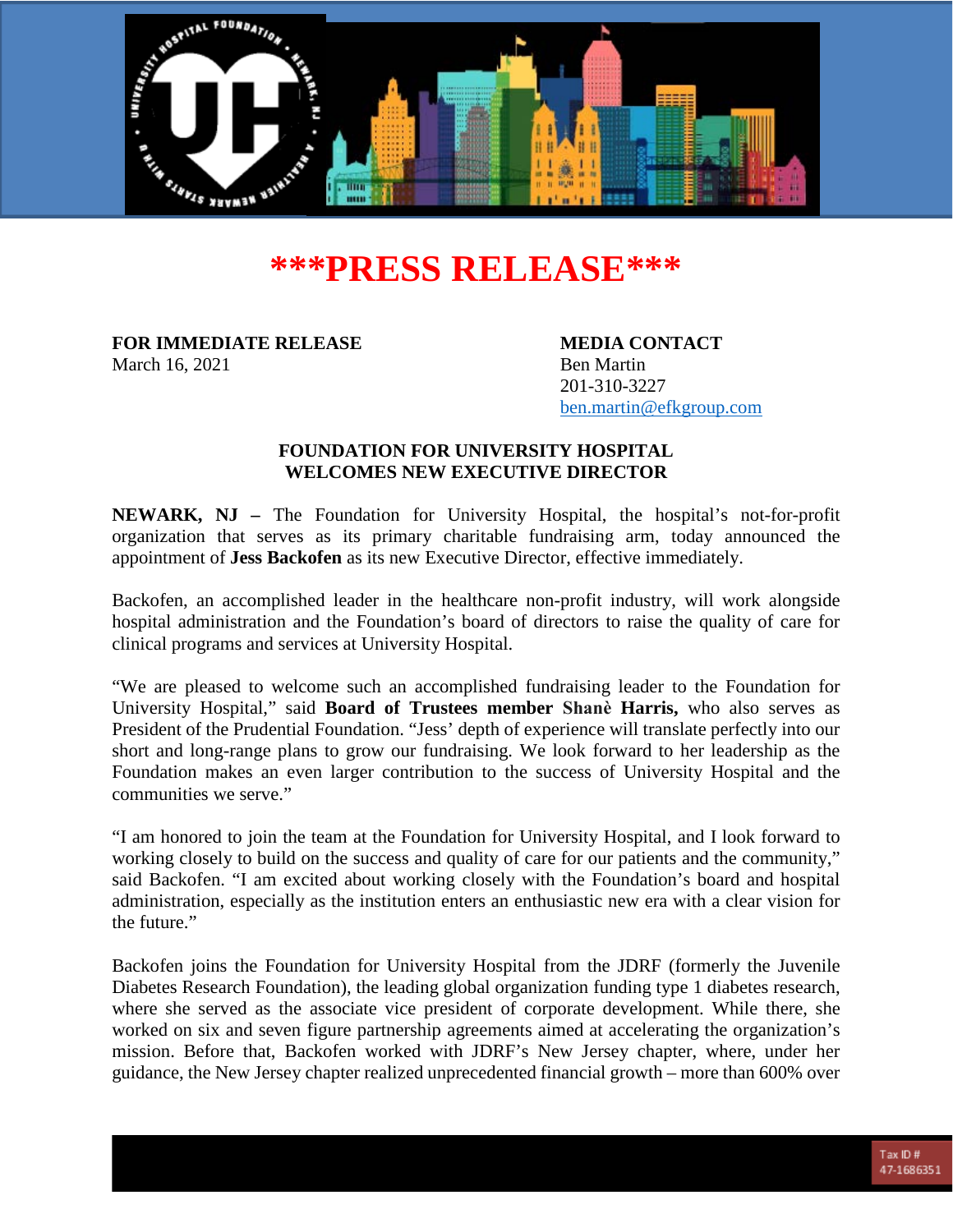# \*\*\*PRESS RELEASE\*\*\*

**FOR IMMEDIATE RELEASE**
March 16, 2021

**MEDIA CONTACT**
Ben Martin
201-310-3227
ben.martin@efkgroup.com

**FOUNDATION FOR UNIVERSITY HOSPITAL WELCOMES NEW EXECUTIVE DIRECTOR**

**NEWARK, NJ –** The Foundation for University Hospital, the hospital's not-for-profit organization that serves as its primary charitable fundraising arm, today announced the appointment of **Jess Backofen** as its new Executive Director, effective immediately.

Backofen, an accomplished leader in the healthcare non-profit industry, will work alongside hospital administration and the Foundation's board of directors to raise the quality of care for clinical programs and services at University Hospital.

"We are pleased to welcome such an accomplished fundraising leader to the Foundation for University Hospital," said **Board of Trustees member Shanè Harris,** who also serves as President of the Prudential Foundation. "Jess' depth of experience will translate perfectly into our short and long-range plans to grow our fundraising. We look forward to her leadership as the Foundation makes an even larger contribution to the success of University Hospital and the communities we serve."

"I am honored to join the team at the Foundation for University Hospital, and I look forward to working closely to build on the success and quality of care for our patients and the community," said Backofen. "I am excited about working closely with the Foundation's board and hospital administration, especially as the institution enters an enthusiastic new era with a clear vision for the future."

Backofen joins the Foundation for University Hospital from the JDRF (formerly the Juvenile Diabetes Research Foundation), the leading global organization funding type 1 diabetes research, where she served as the associate vice president of corporate development. While there, she worked on six and seven figure partnership agreements aimed at accelerating the organization's mission. Before that, Backofen worked with JDRF's New Jersey chapter, where, under her guidance, the New Jersey chapter realized unprecedented financial growth – more than 600% over

Tax ID # 47-1686351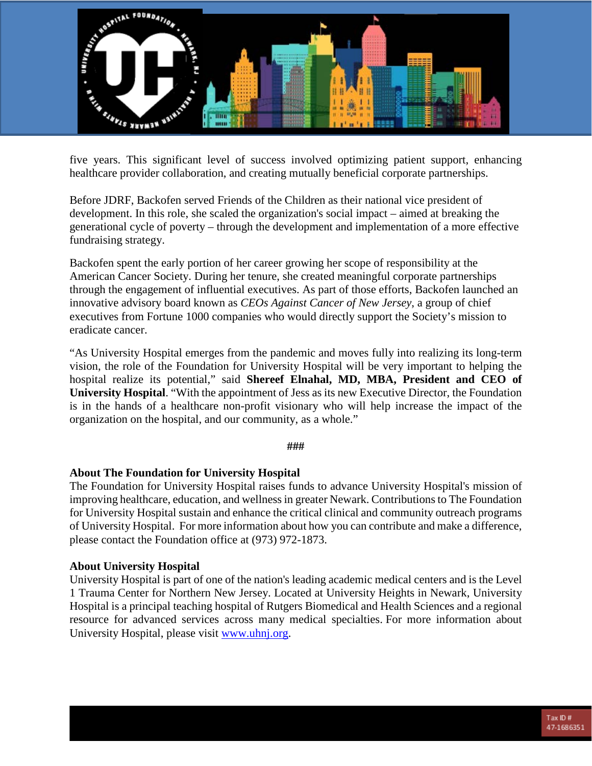five years. This significant level of success involved optimizing patient support, enhancing healthcare provider collaboration, and creating mutually beneficial corporate partnerships.

Before JDRF, Backofen served Friends of the Children as their national vice president of development. In this role, she scaled the organization's social impact – aimed at breaking the generational cycle of poverty – through the development and implementation of a more effective fundraising strategy.

Backofen spent the early portion of her career growing her scope of responsibility at the American Cancer Society. During her tenure, she created meaningful corporate partnerships through the engagement of influential executives. As part of those efforts, Backofen launched an innovative advisory board known as *CEOs Against Cancer of New Jersey*, a group of chief executives from Fortune 1000 companies who would directly support the Society's mission to eradicate cancer.

"As University Hospital emerges from the pandemic and moves fully into realizing its long-term vision, the role of the Foundation for University Hospital will be very important to helping the hospital realize its potential," said **Shereef Elnahal, MD, MBA, President and CEO of University Hospital**. "With the appointment of Jess as its new Executive Director, the Foundation is in the hands of a healthcare non-profit visionary who will help increase the impact of the organization on the hospital, and our community, as a whole."

###

**About The Foundation for University Hospital**
The Foundation for University Hospital raises funds to advance University Hospital's mission of improving healthcare, education, and wellness in greater Newark. Contributions to The Foundation for University Hospital sustain and enhance the critical clinical and community outreach programs of University Hospital. For more information about how you can contribute and make a difference, please contact the Foundation office at (973) 972-1873.

**About University Hospital**
University Hospital is part of one of the nation's leading academic medical centers and is the Level 1 Trauma Center for Northern New Jersey. Located at University Heights in Newark, University Hospital is a principal teaching hospital of Rutgers Biomedical and Health Sciences and a regional resource for advanced services across many medical specialties. For more information about University Hospital, please visit [www.uhnj.org](http://www.uhnj.org).

Tax ID # 47-1686351